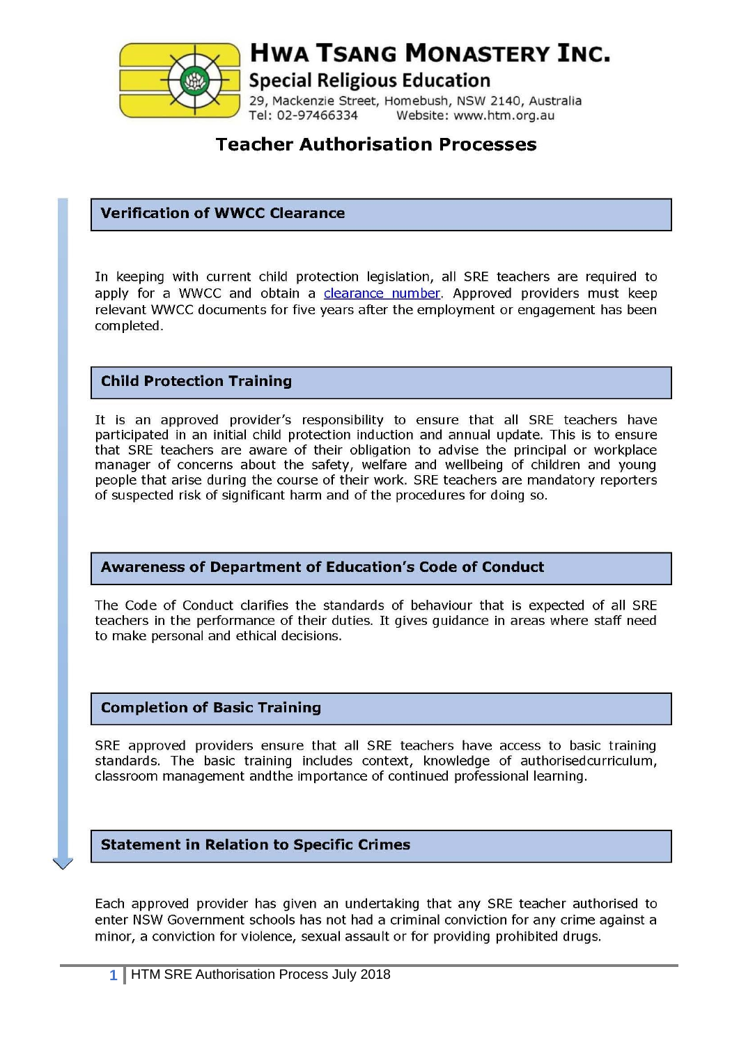# HWA TSANG MONASTERY INC.

## Special Religious Education

29, Mackenzie Street, Homebush, NSW 2140, Australia
Tel: 02-97466334 Website: www.htm.org.au

## Teacher Authorisation Processes

### Verification of WWCC Clearance

In keeping with current child protection legislation, all SRE teachers are required to apply for a WWCC and obtain a clearance number. Approved providers must keep relevant WWCC documents for five years after the employment or engagement has been completed.

### Child Protection Training

It is an approved provider's responsibility to ensure that all SRE teachers have participated in an initial child protection induction and annual update. This is to ensure that SRE teachers are aware of their obligation to advise the principal or workplace manager of concerns about the safety, welfare and wellbeing of children and young people that arise during the course of their work. SRE teachers are mandatory reporters of suspected risk of significant harm and of the procedures for doing so.

### Awareness of Department of Education's Code of Conduct

The Code of Conduct clarifies the standards of behaviour that is expected of all SRE teachers in the performance of their duties. It gives guidance in areas where staff need to make personal and ethical decisions.

### Completion of Basic Training

SRE approved providers ensure that all SRE teachers have access to basic training standards. The basic training includes context, knowledge of authorisedcurriculum, classroom management andthe importance of continued professional learning.

### Statement in Relation to Specific Crimes

Each approved provider has given an undertaking that any SRE teacher authorised to enter NSW Government schools has not had a criminal conviction for any crime against a minor, a conviction for violence, sexual assault or for providing prohibited drugs.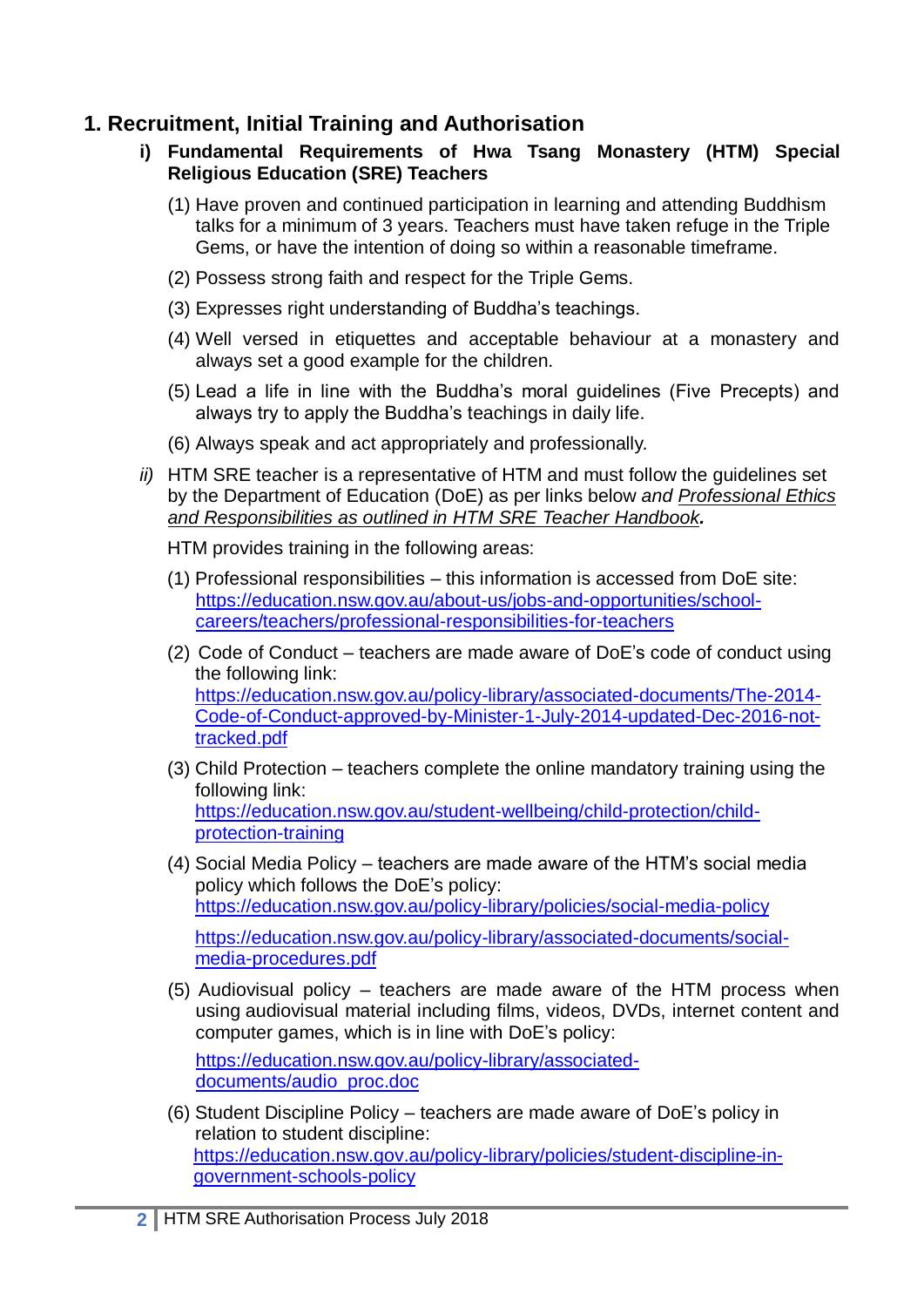# 1. Recruitment, Initial Training and Authorisation

**i) Fundamental Requirements of Hwa Tsang Monastery (HTM) Special Religious Education (SRE) Teachers**

(1) Have proven and continued participation in learning and attending Buddhism talks for a minimum of 3 years. Teachers must have taken refuge in the Triple Gems, or have the intention of doing so within a reasonable timeframe.

(2) Possess strong faith and respect for the Triple Gems.

(3) Expresses right understanding of Buddha's teachings.

(4) Well versed in etiquettes and acceptable behaviour at a monastery and always set a good example for the children.

(5) Lead a life in line with the Buddha's moral guidelines (Five Precepts) and always try to apply the Buddha's teachings in daily life.

(6) Always speak and act appropriately and professionally.

*ii)* HTM SRE teacher is a representative of HTM and must follow the guidelines set by the Department of Education (DoE) as per links below *and Professional Ethics and Responsibilities as outlined in HTM SRE Teacher Handbook**.***

HTM provides training in the following areas:

(1) Professional responsibilities – this information is accessed from DoE site: https://education.nsw.gov.au/about-us/jobs-and-opportunities/school-careers/teachers/professional-responsibilities-for-teachers

(2) Code of Conduct – teachers are made aware of DoE's code of conduct using the following link: https://education.nsw.gov.au/policy-library/associated-documents/The-2014-Code-of-Conduct-approved-by-Minister-1-July-2014-updated-Dec-2016-not-tracked.pdf

(3) Child Protection – teachers complete the online mandatory training using the following link: https://education.nsw.gov.au/student-wellbeing/child-protection/child-protection-training

(4) Social Media Policy – teachers are made aware of the HTM's social media policy which follows the DoE's policy: https://education.nsw.gov.au/policy-library/policies/social-media-policy

https://education.nsw.gov.au/policy-library/associated-documents/social-media-procedures.pdf

(5) Audiovisual policy – teachers are made aware of the HTM process when using audiovisual material including films, videos, DVDs, internet content and computer games, which is in line with DoE's policy:

https://education.nsw.gov.au/policy-library/associated-documents/audio_proc.doc

(6) Student Discipline Policy – teachers are made aware of DoE's policy in relation to student discipline: https://education.nsw.gov.au/policy-library/policies/student-discipline-in-government-schools-policy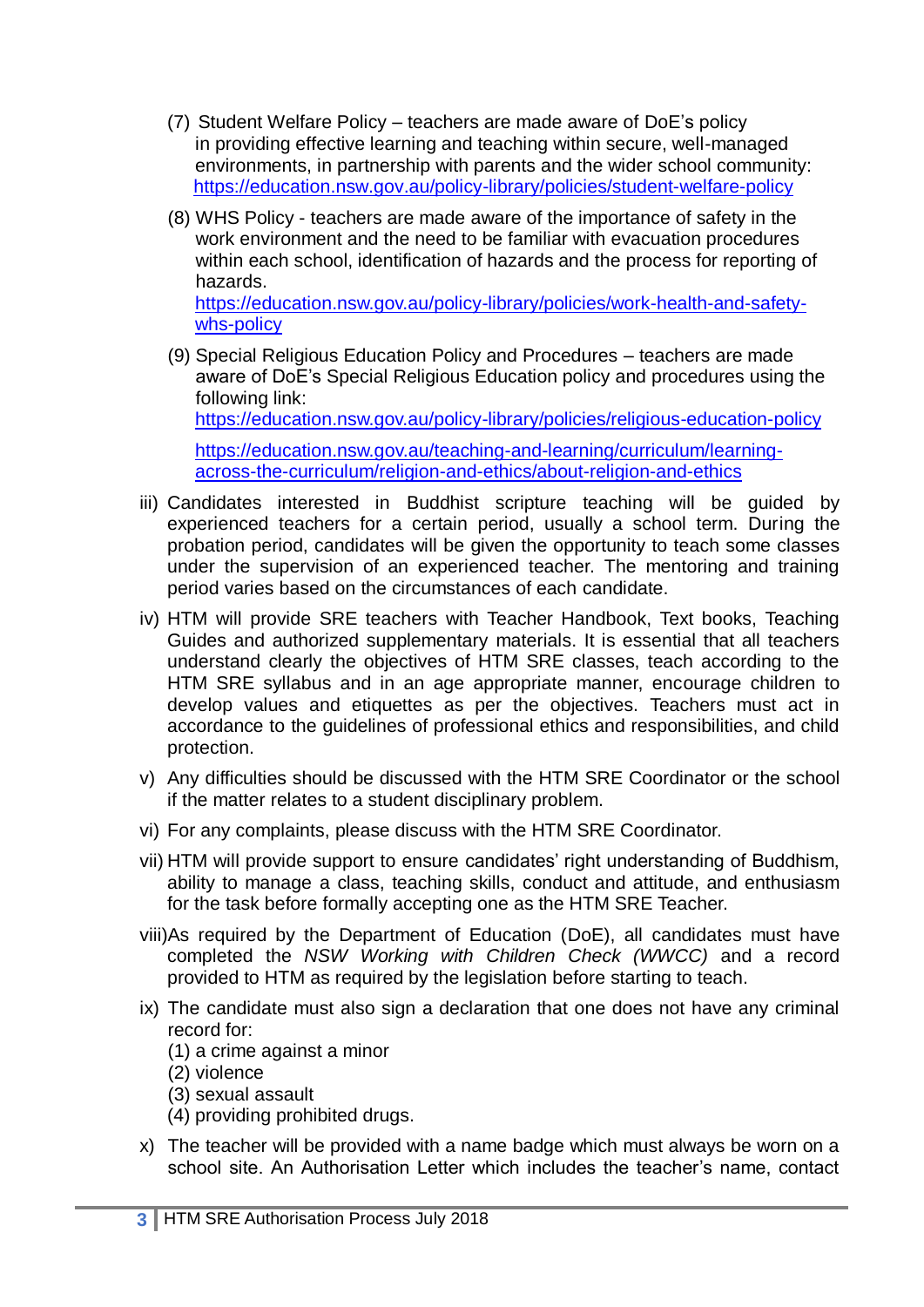(7) Student Welfare Policy – teachers are made aware of DoE's policy in providing effective learning and teaching within secure, well-managed environments, in partnership with parents and the wider school community: https://education.nsw.gov.au/policy-library/policies/student-welfare-policy

(8) WHS Policy - teachers are made aware of the importance of safety in the work environment and the need to be familiar with evacuation procedures within each school, identification of hazards and the process for reporting of hazards.
https://education.nsw.gov.au/policy-library/policies/work-health-and-safety-whs-policy

(9) Special Religious Education Policy and Procedures – teachers are made aware of DoE's Special Religious Education policy and procedures using the following link:
https://education.nsw.gov.au/policy-library/policies/religious-education-policy

https://education.nsw.gov.au/teaching-and-learning/curriculum/learning-across-the-curriculum/religion-and-ethics/about-religion-and-ethics

iii) Candidates interested in Buddhist scripture teaching will be guided by experienced teachers for a certain period, usually a school term. During the probation period, candidates will be given the opportunity to teach some classes under the supervision of an experienced teacher. The mentoring and training period varies based on the circumstances of each candidate.

iv) HTM will provide SRE teachers with Teacher Handbook, Text books, Teaching Guides and authorized supplementary materials. It is essential that all teachers understand clearly the objectives of HTM SRE classes, teach according to the HTM SRE syllabus and in an age appropriate manner, encourage children to develop values and etiquettes as per the objectives. Teachers must act in accordance to the guidelines of professional ethics and responsibilities, and child protection.

v) Any difficulties should be discussed with the HTM SRE Coordinator or the school if the matter relates to a student disciplinary problem.

vi) For any complaints, please discuss with the HTM SRE Coordinator.

vii) HTM will provide support to ensure candidates' right understanding of Buddhism, ability to manage a class, teaching skills, conduct and attitude, and enthusiasm for the task before formally accepting one as the HTM SRE Teacher.

viii) As required by the Department of Education (DoE), all candidates must have completed the *NSW Working with Children Check (WWCC)* and a record provided to HTM as required by the legislation before starting to teach.

ix) The candidate must also sign a declaration that one does not have any criminal record for:
(1) a crime against a minor
(2) violence
(3) sexual assault
(4) providing prohibited drugs.

x) The teacher will be provided with a name badge which must always be worn on a school site. An Authorisation Letter which includes the teacher's name, contact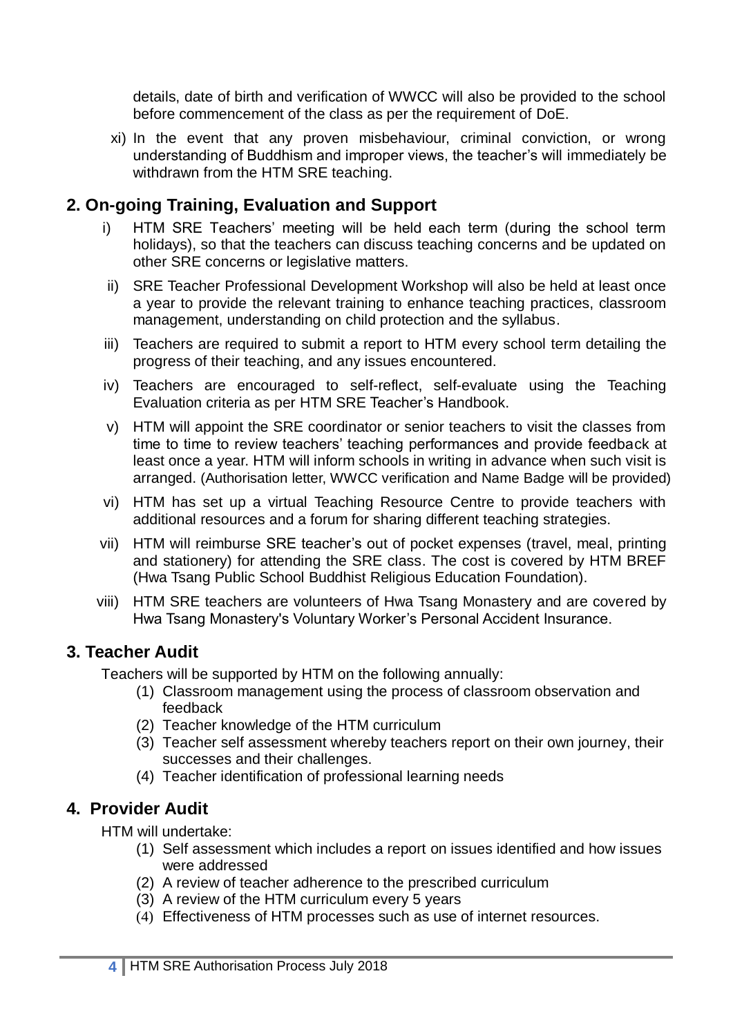details, date of birth and verification of WWCC will also be provided to the school before commencement of the class as per the requirement of DoE.

xi) In the event that any proven misbehaviour, criminal conviction, or wrong understanding of Buddhism and improper views, the teacher's will immediately be withdrawn from the HTM SRE teaching.

## 2. On-going Training, Evaluation and Support

i) HTM SRE Teachers' meeting will be held each term (during the school term holidays), so that the teachers can discuss teaching concerns and be updated on other SRE concerns or legislative matters.

ii) SRE Teacher Professional Development Workshop will also be held at least once a year to provide the relevant training to enhance teaching practices, classroom management, understanding on child protection and the syllabus.

iii) Teachers are required to submit a report to HTM every school term detailing the progress of their teaching, and any issues encountered.

iv) Teachers are encouraged to self-reflect, self-evaluate using the Teaching Evaluation criteria as per HTM SRE Teacher's Handbook.

v) HTM will appoint the SRE coordinator or senior teachers to visit the classes from time to time to review teachers' teaching performances and provide feedback at least once a year. HTM will inform schools in writing in advance when such visit is arranged. (Authorisation letter, WWCC verification and Name Badge will be provided)

vi) HTM has set up a virtual Teaching Resource Centre to provide teachers with additional resources and a forum for sharing different teaching strategies.

vii) HTM will reimburse SRE teacher's out of pocket expenses (travel, meal, printing and stationery) for attending the SRE class. The cost is covered by HTM BREF (Hwa Tsang Public School Buddhist Religious Education Foundation).

viii) HTM SRE teachers are volunteers of Hwa Tsang Monastery and are covered by Hwa Tsang Monastery's Voluntary Worker's Personal Accident Insurance.

## 3. Teacher Audit

Teachers will be supported by HTM on the following annually:

(1) Classroom management using the process of classroom observation and feedback
(2) Teacher knowledge of the HTM curriculum
(3) Teacher self assessment whereby teachers report on their own journey, their successes and their challenges.
(4) Teacher identification of professional learning needs

## 4. Provider Audit

HTM will undertake:

(1) Self assessment which includes a report on issues identified and how issues were addressed
(2) A review of teacher adherence to the prescribed curriculum
(3) A review of the HTM curriculum every 5 years
(4) Effectiveness of HTM processes such as use of internet resources.